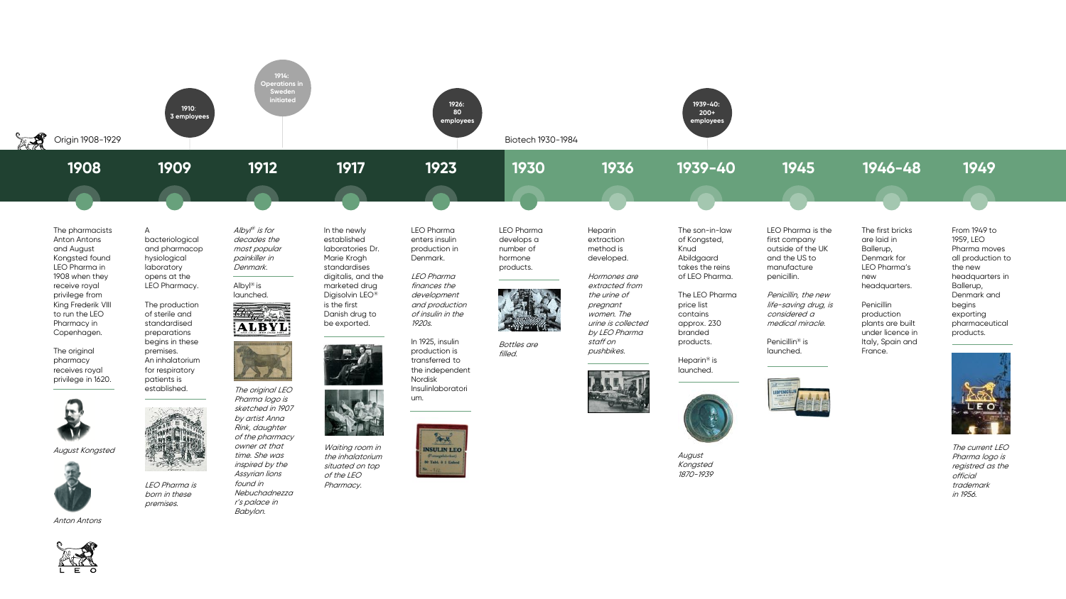## Origin 1908–1929

**1910:** 3 employees

**1914:** Operations in Sweden initiated

**1926:** 80 employees

### 1908

The pharmacists Anton Antons and August Kongsted found LEO Pharma in 1908 when they receive royal privilege from King Frederik VIII to run the LEO Pharmacy in Copenhagen.

The original pharmacy receives royal privilege in 1620.

*August Kongsted*

*Anton Antons*

### 1909

A bacteriological and pharmacop hysiological laboratory opens at the LEO Pharmacy.

The production of sterile and standardised preparations begins in these premises. An inhalatorium for respiratory patients is established.

*LEO Pharma is born in these premises.*

### 1912

*Albyl® is for decades the most popular painkiller in Denmark.*

Albyl® is launched.

*The original LEO Pharma logo is sketched in 1907 by artist Anna Rink, daughter of the pharmacy owner at that time. She was inspired by the Assyrian lions found in Nebuchadnezzar's palace in Babylon.*

### 1917

In the newly established laboratories Dr. Marie Krogh standardises digitalis, and the marketed drug Digisolvin LEO® is the first Danish drug to be exported.

*Waiting room in the inhalatorium situated on top of the LEO Pharmacy.*

### 1923

LEO Pharma enters insulin production in Denmark.

*LEO Pharma finances the development and production of insulin in the 1920s.*

In 1925, insulin production is transferred to the independent Nordisk Insulinlaboratorium.

## Biotech 1930–1984

**1939–40:** 200+ employees

### 1930

LEO Pharma develops a number of hormone products.

*Bottles are filled.*

### 1936

Heparin extraction method is developed.

*Hormones are extracted from the urine of pregnant women. The urine is collected by LEO Pharma staff on pushbikes.*

### 1939–40

The son-in-law of Kongsted, Knud Abildgaard takes the reins of LEO Pharma.

The LEO Pharma price list contains approx. 230 branded products.

Heparin® is launched.

*August Kongsted 1870–1939*

### 1945

LEO Pharma is the first company outside of the UK and the US to manufacture penicillin.

*Penicillin, the new life-saving drug, is considered a medical miracle.*

Penicillin® is launched.

### 1946–48

The first bricks are laid in Ballerup, Denmark for LEO Pharma's new headquarters.

Penicillin production plants are built under licence in Italy, Spain and France.

### 1949

From 1949 to 1959, LEO Pharma moves all production to the new headquarters in Ballerup, Denmark and begins exporting pharmaceutical products.

*The current LEO Pharma logo is registred as the official trademark in 1956.*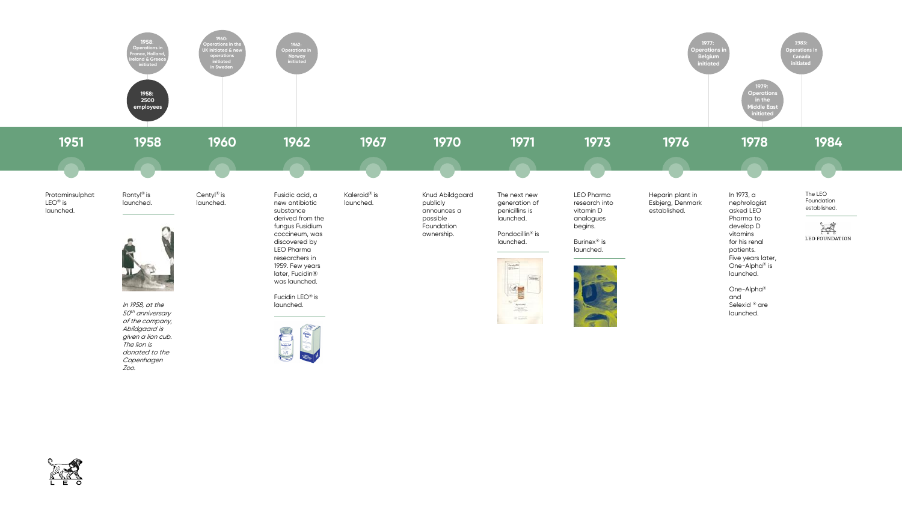## 1951

Protaminsulphat LEO® is launched.

## 1958

**1958: Operations in France, Holland, Ireland & Greece initiated**

**1958: 2500 employees**

Rontyl® is launched.

*In 1958, at the 50th anniversary of the company, Abildgaard is given a lion cub. The lion is donated to the Copenhagen Zoo.*

## 1960

**1960: Operations in the UK initiated & new operations initiated in Sweden**

Centyl® is launched.

## 1962

**1962: Operations in Norway initiated**

Fusidic acid, a new antibiotic substance derived from the fungus Fusidium coccineum, was discovered by LEO Pharma researchers in 1959. Few years later, Fucidin® was launched.

Fucidin LEO® is launched.

## 1967

Kaleroid® is launched.

## 1970

Knud Abildgaard publicly announces a possible Foundation ownership.

## 1971

The next new generation of penicillins is launched.

Pondocillin® is launched.

## 1973

LEO Pharma research into vitamin D analogues begins.

Burinex® is launched.

## 1976

Heparin plant in Esbjerg, Denmark established.

**1977: Operations in Belgium initiated**

## 1978

**1979: Operations in the Middle East initiated**

In 1973, a nephrologist asked LEO Pharma to develop D vitamins for his renal patients. Five years later, One-Alpha® is launched.

One-Alpha® and Selexid® are launched.

**1983: Operations in Canada initiated**

## 1984

The LEO Foundation established.

LEO FOUNDATION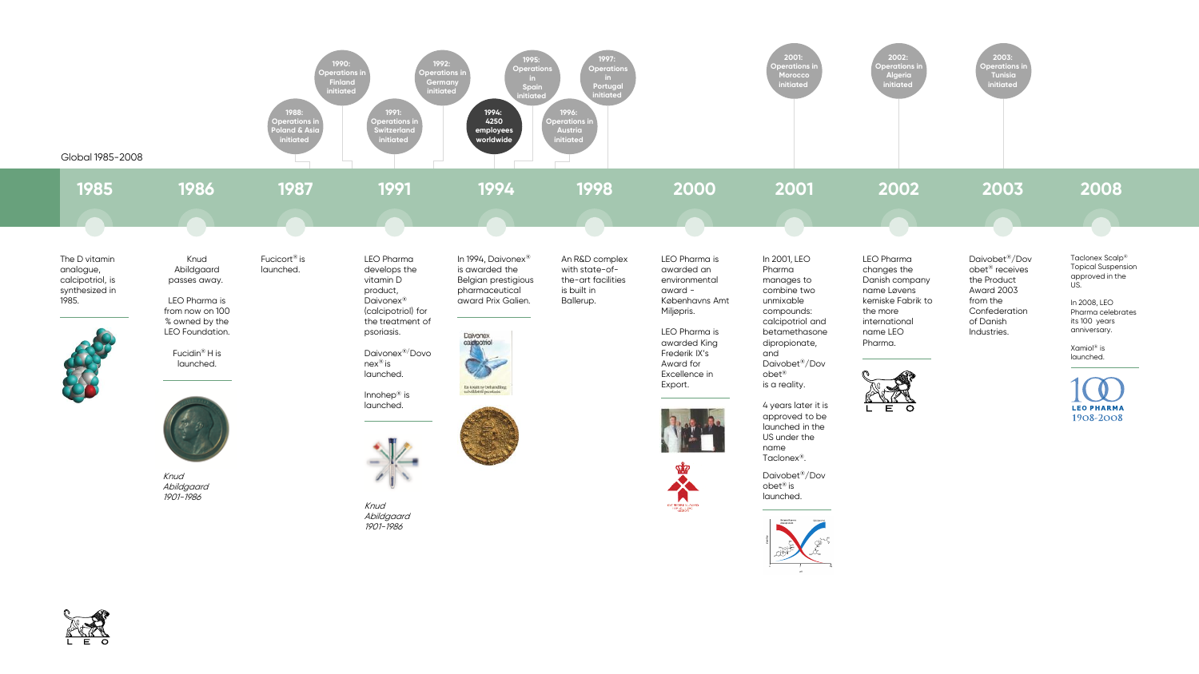Global 1985-2008

- 1988: Operations in Poland & Asia initiated
- 1990: Operations in Finland initiated
- 1991: Operations in Switzerland initiated
- 1992: Operations in Germany initiated
- 1994: 4250 employees worldwide
- 1995: Operations in Spain initiated
- 1996: Operations in Austria initiated
- 1997: Operations in Portugal initiated
- 2001: Operations in Morocco initiated
- 2002: Operations in Algeria initiated
- 2003: Operations in Tunisia initiated

## 1985

The D vitamin analogue, calcipotriol, is synthesized in 1985.

## 1986

Knud Abildgaard passes away.

LEO Pharma is from now on 100 % owned by the LEO Foundation.

Fucidin® H is launched.

*Knud Abildgaard 1901–1986*

## 1987

Fucicort® is launched.

## 1991

LEO Pharma develops the vitamin D product, Daivonex® (calcipotriol) for the treatment of psoriasis.

Daivonex®/Dovonex® is launched.

Innohep® is launched.

*Knud Abildgaard 1901–1986*

## 1994

In 1994, Daivonex® is awarded the Belgian prestigious pharmaceutical award Prix Galien.

Daivonex calcipotriol

En ny måde at behandle psoriasis

## 1998

An R&D complex with state-of-the-art facilities is built in Ballerup.

## 2000

LEO Pharma is awarded an environmental award - Københavns Amt Miljøpris.

LEO Pharma is awarded King Frederik IX's Award for Excellence in Export.

## 2001

In 2001, LEO Pharma manages to combine two unmixable compounds: calcipotriol and betamethasone dipropionate, and Daivobet®/Dovobet® is a reality.

4 years later it is approved to be launched in the US under the name Taclonex®.

Daivobet®/Dovobet® is launched.

## 2002

LEO Pharma changes the Danish company name Løvens kemiske Fabrik to the more international name LEO Pharma.

L E O

## 2003

Daivobet®/Dovobet® receives the Product Award 2003 from the Confederation of Danish Industries.

## 2008

Taclonex Scalp® Topical Suspension approved in the US.

In 2008, LEO Pharma celebrates its 100 years anniversary.

Xamiol® is launched.

100 LEO PHARMA 1908-2008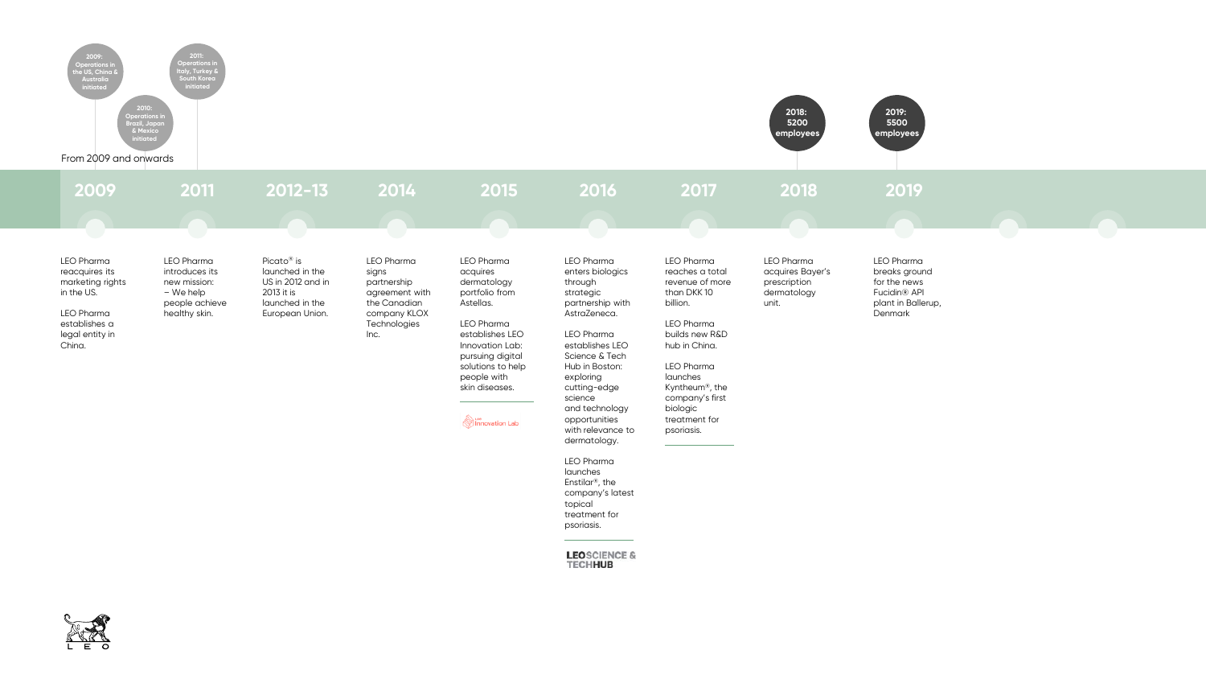2009: Operations in the US, China & Australia initiated

2010: Operations in Brazil, Japan & Mexico initiated

2011: Operations in Italy, Turkey & South Korea initiated

From 2009 and onwards

2018: 5200 employees

2019: 5500 employees

## 2009

LEO Pharma reacquires its marketing rights in the US.

LEO Pharma establishes a legal entity in China.

## 2011

LEO Pharma introduces its new mission: – We help people achieve healthy skin.

## 2012-13

Picato® is launched in the US in 2012 and in 2013 it is launched in the European Union.

## 2014

LEO Pharma signs partnership agreement with the Canadian company KLOX Technologies Inc.

## 2015

LEO Pharma acquires dermatology portfolio from Astellas.

LEO Pharma establishes LEO Innovation Lab: pursuing digital solutions to help people with skin diseases.

Innovation Lab

## 2016

LEO Pharma enters biologics through strategic partnership with AstraZeneca.

LEO Pharma establishes LEO Science & Tech Hub in Boston: exploring cutting-edge science and technology opportunities with relevance to dermatology.

LEO Pharma launches Enstilar®, the company's latest topical treatment for psoriasis.

LEO SCIENCE & TECH HUB

## 2017

LEO Pharma reaches a total revenue of more than DKK 10 billion.

LEO Pharma builds new R&D hub in China.

LEO Pharma launches Kyntheum®, the company's first biologic treatment for psoriasis.

## 2018

LEO Pharma acquires Bayer's prescription dermatology unit.

## 2019

LEO Pharma breaks ground for the news Fucidin® API plant in Ballerup, Denmark

L E O